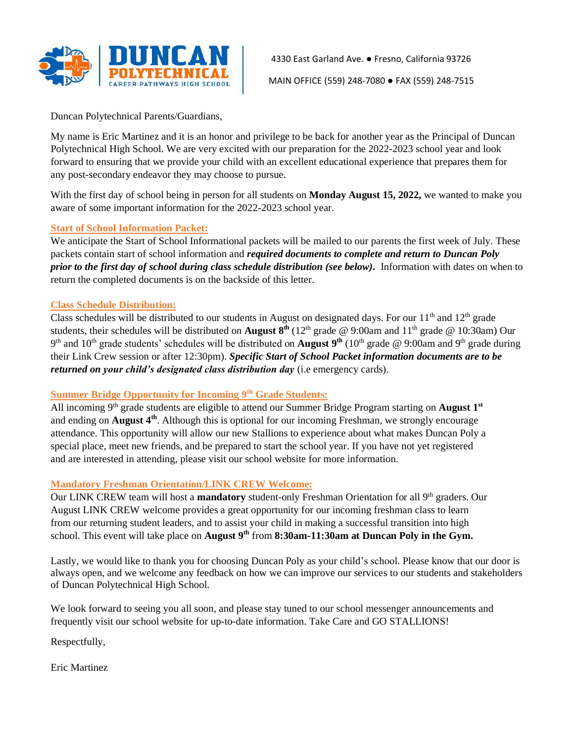**DUNCAN POLYTECHNICAL**
CAREER PATHWAYS HIGH SCHOOL

4330 East Garland Ave. ● Fresno, California 93726

MAIN OFFICE (559) 248-7080 ● FAX (559) 248-7515

Duncan Polytechnical Parents/Guardians,

My name is Eric Martinez and it is an honor and privilege to be back for another year as the Principal of Duncan Polytechnical High School. We are very excited with our preparation for the 2022-2023 school year and look forward to ensuring that we provide your child with an excellent educational experience that prepares them for any post-secondary endeavor they may choose to pursue.

With the first day of school being in person for all students on **Monday August 15, 2022,** we wanted to make you aware of some important information for the 2022-2023 school year.

### Start of School Information Packet:

We anticipate the Start of School Informational packets will be mailed to our parents the first week of July. These packets contain start of school information and ***required documents to complete and return to Duncan Poly prior to the first day of school during class schedule distribution (see below).*** Information with dates on when to return the completed documents is on the backside of this letter.

### Class Schedule Distribution:

Class schedules will be distributed to our students in August on designated days. For our 11th and 12th grade students, their schedules will be distributed on **August 8th** (12th grade @ 9:00am and 11th grade @ 10:30am) Our 9th and 10th grade students' schedules will be distributed on **August 9th** (10th grade @ 9:00am and 9th grade during their Link Crew session or after 12:30pm). ***Specific Start of School Packet information documents are to be returned on your child's designated class distribution day*** (i.e emergency cards).

### Summer Bridge Opportunity for Incoming 9th Grade Students:

All incoming 9th grade students are eligible to attend our Summer Bridge Program starting on **August 1st** and ending on **August 4th**. Although this is optional for our incoming Freshman, we strongly encourage attendance. This opportunity will allow our new Stallions to experience about what makes Duncan Poly a special place, meet new friends, and be prepared to start the school year. If you have not yet registered and are interested in attending, please visit our school website for more information.

### Mandatory Freshman Orientation/LINK CREW Welcome:

Our LINK CREW team will host a **mandatory** student-only Freshman Orientation for all 9th graders. Our August LINK CREW welcome provides a great opportunity for our incoming freshman class to learn from our returning student leaders, and to assist your child in making a successful transition into high school. This event will take place on **August 9th** from **8:30am-11:30am at Duncan Poly in the Gym.**

Lastly, we would like to thank you for choosing Duncan Poly as your child's school. Please know that our door is always open, and we welcome any feedback on how we can improve our services to our students and stakeholders of Duncan Polytechnical High School.

We look forward to seeing you all soon, and please stay tuned to our school messenger announcements and frequently visit our school website for up-to-date information. Take Care and GO STALLIONS!

Respectfully,

Eric Martinez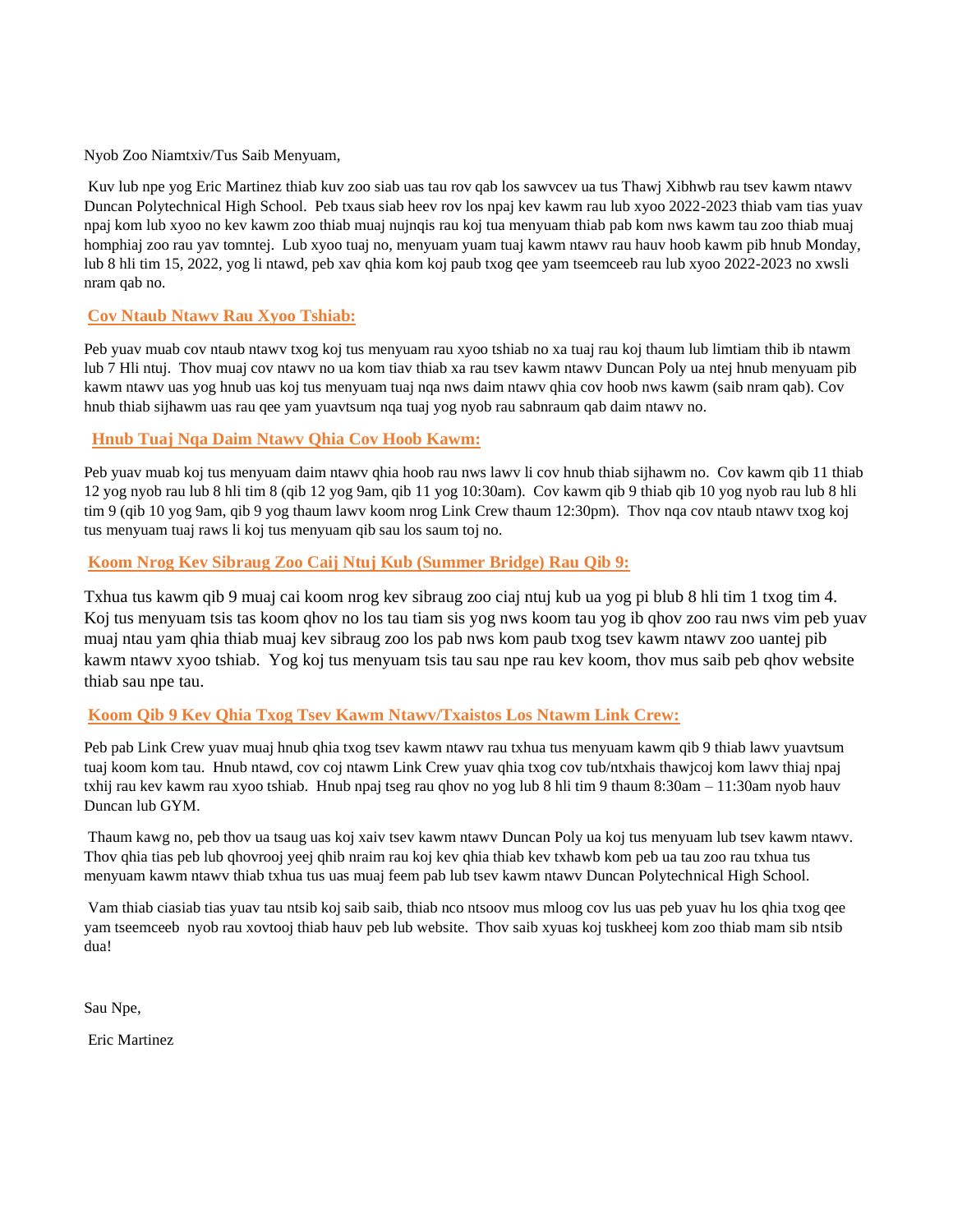Nyob Zoo Niamtxiv/Tus Saib Menyuam,

Kuv lub npe yog Eric Martinez thiab kuv zoo siab uas tau rov qab los sawvcev ua tus Thawj Xibhwb rau tsev kawm ntawv Duncan Polytechnical High School. Peb txaus siab heev rov los npaj kev kawm rau lub xyoo 2022-2023 thiab vam tias yuav npaj kom lub xyoo no kev kawm zoo thiab muaj nujnqis rau koj tua menyuam thiab pab kom nws kawm tau zoo thiab muaj homphiaj zoo rau yav tomntej. Lub xyoo tuaj no, menyuam yuam tuaj kawm ntawv rau hauv hoob kawm pib hnub Monday, lub 8 hli tim 15, 2022, yog li ntawd, peb xav qhia kom koj paub txog qee yam tseemceeb rau lub xyoo 2022-2023 no xwsli nram qab no.

## Cov Ntaub Ntawv Rau Xyoo Tshiab:

Peb yuav muab cov ntaub ntawv txog koj tus menyuam rau xyoo tshiab no xa tuaj rau koj thaum lub limtiam thib ib ntawm lub 7 Hli ntuj. Thov muaj cov ntawv no ua kom tiav thiab xa rau tsev kawm ntawv Duncan Poly ua ntej hnub menyuam pib kawm ntawv uas yog hnub uas koj tus menyuam tuaj nqa nws daim ntawv qhia cov hoob nws kawm (saib nram qab). Cov hnub thiab sijhawm uas rau qee yam yuavtsum nqa tuaj yog nyob rau sabnraum qab daim ntawv no.

## Hnub Tuaj Nqa Daim Ntawv Qhia Cov Hoob Kawm:

Peb yuav muab koj tus menyuam daim ntawv qhia hoob rau nws lawv li cov hnub thiab sijhawm no. Cov kawm qib 11 thiab 12 yog nyob rau lub 8 hli tim 8 (qib 12 yog 9am, qib 11 yog 10:30am). Cov kawm qib 9 thiab qib 10 yog nyob rau lub 8 hli tim 9 (qib 10 yog 9am, qib 9 yog thaum lawv koom nrog Link Crew thaum 12:30pm). Thov nqa cov ntaub ntawv txog koj tus menyuam tuaj raws li koj tus menyuam qib sau los saum toj no.

## Koom Nrog Kev Sibraug Zoo Caij Ntuj Kub (Summer Bridge) Rau Qib 9:

Txhua tus kawm qib 9 muaj cai koom nrog kev sibraug zoo ciaj ntuj kub ua yog pi blub 8 hli tim 1 txog tim 4. Koj tus menyuam tsis tas koom qhov no los tau tiam sis yog nws koom tau yog ib qhov zoo rau nws vim peb yuav muaj ntau yam qhia thiab muaj kev sibraug zoo los pab nws kom paub txog tsev kawm ntawv zoo uantej pib kawm ntawv xyoo tshiab. Yog koj tus menyuam tsis tau sau npe rau kev koom, thov mus saib peb qhov website thiab sau npe tau.

## Koom Qib 9 Kev Qhia Txog Tsev Kawm Ntawv/Txaistos Los Ntawm Link Crew:

Peb pab Link Crew yuav muaj hnub qhia txog tsev kawm ntawv rau txhua tus menyuam kawm qib 9 thiab lawv yuavtsum tuaj koom kom tau. Hnub ntawd, cov coj ntawm Link Crew yuav qhia txog cov tub/ntxhais thawjcoj kom lawv thiaj npaj txhij rau kev kawm rau xyoo tshiab. Hnub npaj tseg rau qhov no yog lub 8 hli tim 9 thaum 8:30am – 11:30am nyob hauv Duncan lub GYM.

Thaum kawg no, peb thov ua tsaug uas koj xaiv tsev kawm ntawv Duncan Poly ua koj tus menyuam lub tsev kawm ntawv. Thov qhia tias peb lub qhovrooj yeej qhib nraim rau koj kev qhia thiab kev txhawb kom peb ua tau zoo rau txhua tus menyuam kawm ntawv thiab txhua tus uas muaj feem pab lub tsev kawm ntawv Duncan Polytechnical High School.

Vam thiab ciasiab tias yuav tau ntsib koj saib saib, thiab nco ntsoov mus mloog cov lus uas peb yuav hu los qhia txog qee yam tseemceeb nyob rau xovtooj thiab hauv peb lub website. Thov saib xyuas koj tuskheej kom zoo thiab mam sib ntsib dua!

Sau Npe,

Eric Martinez